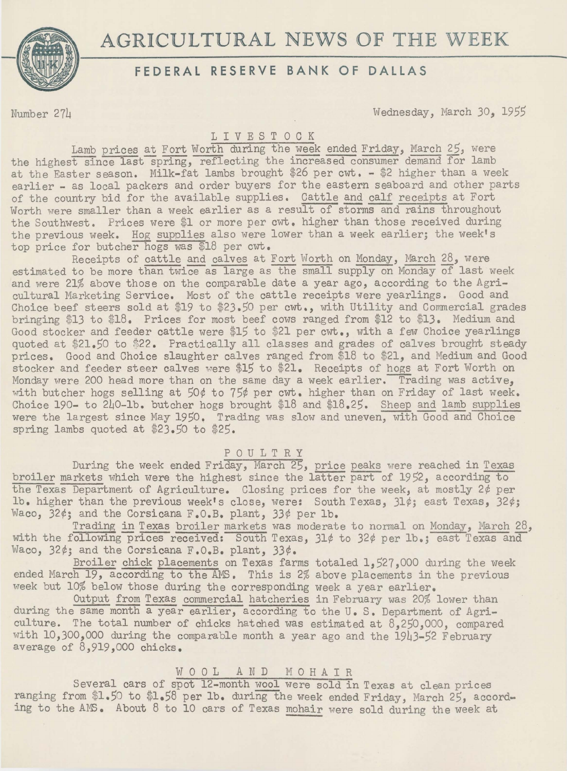# AGRICULTURAL NEWS OF THE WEEK

## FEDERAL RESERVE BANK OF DALLAS

Number 274 Wednesday, March 30, 1955

### LIVESTOCK

Lamb prices at Fort Worth during the week ended Friday, March 25, were the highest since last spring, reflecting the increased consumer demand for lamb at the Easter season. Milk-fat lambs brought $26 per cwt. - $2 higher than a week earlier - as local packers and order buyers for the eastern seaboard and other parts of the country bid for the available supplies. Cattle and calf receipts at Fort Worth were smaller than a week earlier as a result of storms and rains throughout the Southwest. Prices were $1 or more per cwt. higher than those received during the previous week. Hog supplies also were lower than a week earlier; the week's top price for butcher hogs was $18 per cwt.

Receipts of cattle and calves at Fort Worth on Monday, March 28, were estimated to be more than twice as large as the small supply on Monday of last week and were 21% above those on the comparable date a year ago, according to the Agricultural Marketing Service. Most of the cattle receipts were yearlings. Good and Choice beef steers sold at $19 to $23.50 per cwt., with Utility and Commercial grades bringing $13 to $18. Prices for most beef cows ranged from $12 to $13. Medium and Good stocker and feeder cattle were $15 to $21 per cwt., with a few Choice yearlings quoted at $21.50 to $22. Practically all classes and grades of calves brought steady prices. Good and Choice slaughter calves ranged from $18 to $21, and Medium and Good stocker and feeder steer calves were $15 to $21. Receipts of hogs at Fort Worth on Monday were 200 head more than on the same day a week earlier. Trading was active, with butcher hogs selling at 50¢ to 75¢ per cwt. higher than on Friday of last week. Choice 190- to 240-lb. butcher hogs brought $18 and $18.25. Sheep and lamb supplies were the largest since May 1950. Trading was slow and uneven, with Good and Choice spring lambs quoted at $23.50 to $25.

### POULTRY

During the week ended Friday, March 25, price peaks were reached in Texas broiler markets which were the highest since the latter part of 1952, according to the Texas Department of Agriculture. Closing prices for the week, at mostly 2¢ per lb. higher than the previous week's close, were: South Texas, 31¢; east Texas, 32¢; Waco, 32¢; and the Corsicana F.O.B. plant, 33¢ per lb.

Trading in Texas broiler markets was moderate to normal on Monday, March 28, with the following prices received: South Texas, 31¢ to 32¢ per lb.; east Texas and Waco, 32¢; and the Corsicana F.O.B. plant, 33¢.

Broiler chick placements on Texas farms totaled 1,527,000 during the week ended March 19, according to the AMS. This is 2% above placements in the previous week but 10% below those during the corresponding week a year earlier.

Output from Texas commercial hatcheries in February was 20% lower than during the same month a year earlier, according to the U. S. Department of Agriculture. The total number of chicks hatched was estimated at 8,250,000, compared with 10,300,000 during the comparable month a year ago and the 1943-52 February average of 8,919,000 chicks.

### WOOL AND MOHAIR

Several cars of spot 12-month wool were sold in Texas at clean prices ranging from $1.50 to $1.58 per lb. during the week ended Friday, March 25, according to the AMS. About 8 to 10 cars of Texas mohair were sold during the week at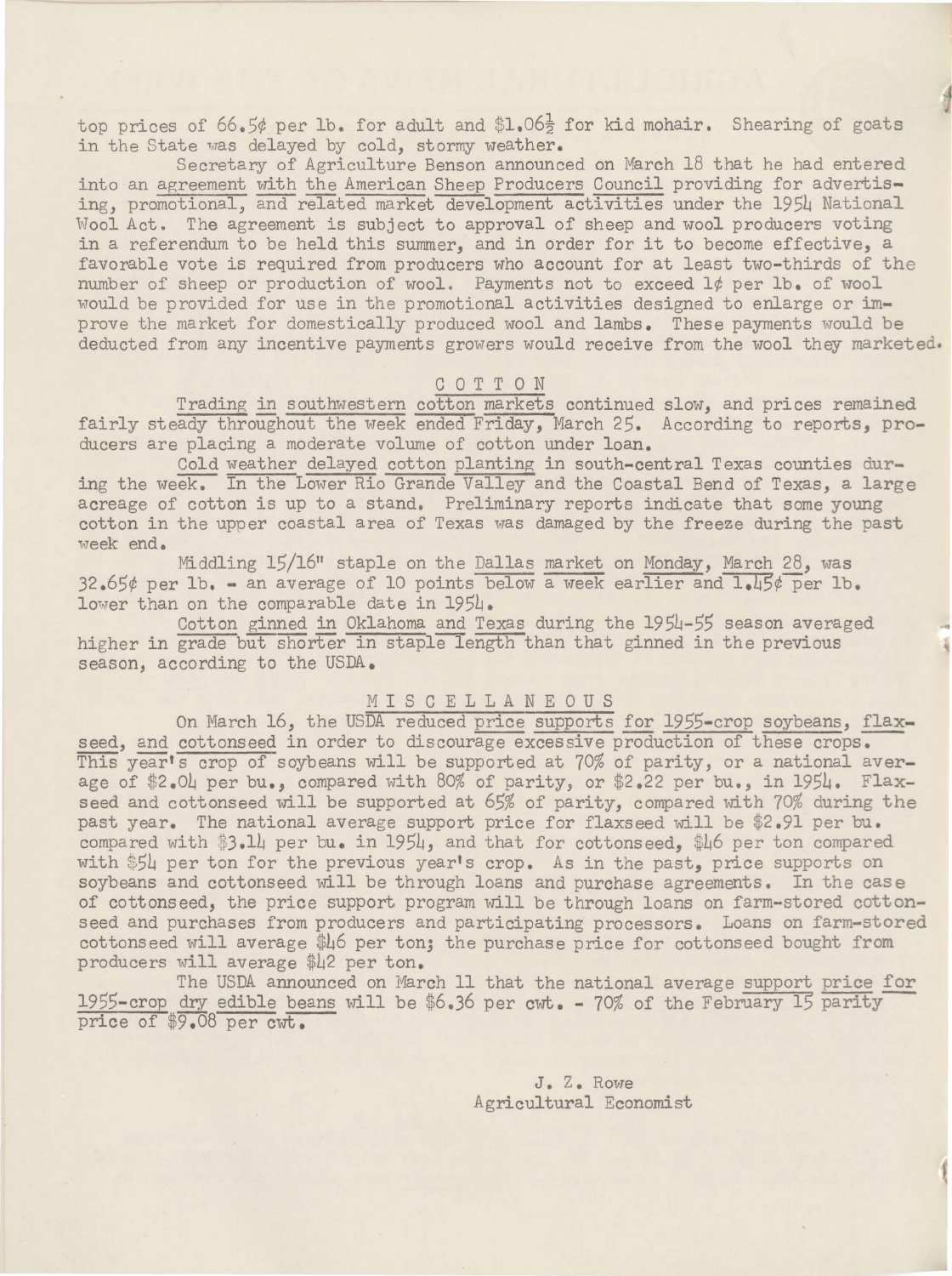top prices of 66.5¢ per lb. for adult and $1.06½ for kid mohair. Shearing of goats in the State was delayed by cold, stormy weather.

Secretary of Agriculture Benson announced on March 18 that he had entered into an agreement with the American Sheep Producers Council providing for advertising, promotional, and related market development activities under the 1954 National Wool Act. The agreement is subject to approval of sheep and wool producers voting in a referendum to be held this summer, and in order for it to become effective, a favorable vote is required from producers who account for at least two-thirds of the number of sheep or production of wool. Payments not to exceed 1¢ per lb. of wool would be provided for use in the promotional activities designed to enlarge or improve the market for domestically produced wool and lambs. These payments would be deducted from any incentive payments growers would receive from the wool they marketed.

## COTTON

Trading in southwestern cotton markets continued slow, and prices remained fairly steady throughout the week ended Friday, March 25. According to reports, producers are placing a moderate volume of cotton under loan.

Cold weather delayed cotton planting in south-central Texas counties during the week. In the Lower Rio Grande Valley and the Coastal Bend of Texas, a large acreage of cotton is up to a stand. Preliminary reports indicate that some young cotton in the upper coastal area of Texas was damaged by the freeze during the past week end.

Middling 15/16" staple on the Dallas market on Monday, March 28, was 32.65¢ per lb. - an average of 10 points below a week earlier and 1.45¢ per lb. lower than on the comparable date in 1954.

Cotton ginned in Oklahoma and Texas during the 1954-55 season averaged higher in grade but shorter in staple length than that ginned in the previous season, according to the USDA.

## MISCELLANEOUS

On March 16, the USDA reduced price supports for 1955-crop soybeans, flaxseed, and cottonseed in order to discourage excessive production of these crops. This year's crop of soybeans will be supported at 70% of parity, or a national average of $2.04 per bu., compared with 80% of parity, or $2.22 per bu., in 1954. Flaxseed and cottonseed will be supported at 65% of parity, compared with 70% during the past year. The national average support price for flaxseed will be $2.91 per bu. compared with $3.14 per bu. in 1954, and that for cottonseed, $46 per ton compared with $54 per ton for the previous year's crop. As in the past, price supports on soybeans and cottonseed will be through loans and purchase agreements. In the case of cottonseed, the price support program will be through loans on farm-stored cottonseed and purchases from producers and participating processors. Loans on farm-stored cottonseed will average $46 per ton; the purchase price for cottonseed bought from producers will average $42 per ton.

The USDA announced on March 11 that the national average support price for 1955-crop dry edible beans will be $6.36 per cwt. - 70% of the February 15 parity price of $9.08 per cwt.

J. Z. Rowe
Agricultural Economist